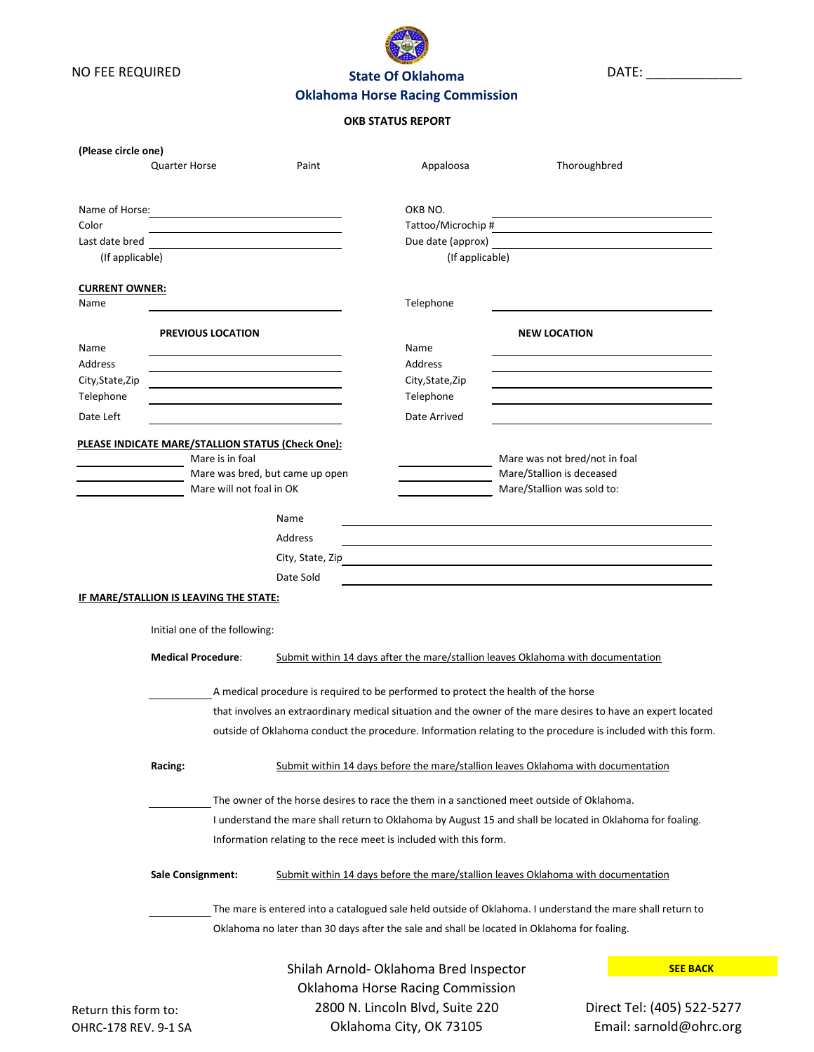NO FEE REQUIRED

DATE: _____________

# State Of Oklahoma
## Oklahoma Horse Racing Commission

### OKB STATUS REPORT

**(Please circle one)**

Quarter Horse Paint Appaloosa Thoroughbred

| | | | |
|---|---|---|---|
| Name of Horse: | | OKB NO. | |
| Color | | Tattoo/Microchip # | |
| Last date bred (If applicable) | | Due date (approx) (If applicable) | |

**CURRENT OWNER:**

| | | | |
|---|---|---|---|
| Name | | Telephone | |

| **PREVIOUS LOCATION** | | **NEW LOCATION** | |
|---|---|---|---|
| Name | | Name | |
| Address | | Address | |
| City,State,Zip | | City,State,Zip | |
| Telephone | | Telephone | |
| Date Left | | Date Arrived | |

**PLEASE INDICATE MARE/STALLION STATUS (Check One):**

____________ Mare is in foal
____________ Mare was bred, but came up open
____________ Mare will not foal in OK
____________ Mare was not bred/not in foal
____________ Mare/Stallion is deceased
____________ Mare/Stallion was sold to:

Name ______________________________
Address ______________________________
City, State, Zip ______________________________
Date Sold ______________________________

**IF MARE/STALLION IS LEAVING THE STATE:**

Initial one of the following:

**Medical Procedure**: Submit within 14 days after the mare/stallion leaves Oklahoma with documentation

__________ A medical procedure is required to be performed to protect the health of the horse that involves an extraordinary medical situation and the owner of the mare desires to have an expert located outside of Oklahoma conduct the procedure. Information relating to the procedure is included with this form.

**Racing:** Submit within 14 days before the mare/stallion leaves Oklahoma with documentation

__________ The owner of the horse desires to race the them in a sanctioned meet outside of Oklahoma. I understand the mare shall return to Oklahoma by August 15 and shall be located in Oklahoma for foaling. Information relating to the rece meet is included with this form.

**Sale Consignment:** Submit within 14 days before the mare/stallion leaves Oklahoma with documentation

__________ The mare is entered into a catalogued sale held outside of Oklahoma. I understand the mare shall return to Oklahoma no later than 30 days after the sale and shall be located in Oklahoma for foaling.

Return this form to:

Shilah Arnold- Oklahoma Bred Inspector
Oklahoma Horse Racing Commission
2800 N. Lincoln Blvd, Suite 220
Oklahoma City, OK 73105

**SEE BACK**

Direct Tel: (405) 522-5277
Email: sarnold@ohrc.org

OHRC-178 REV. 9-1 SA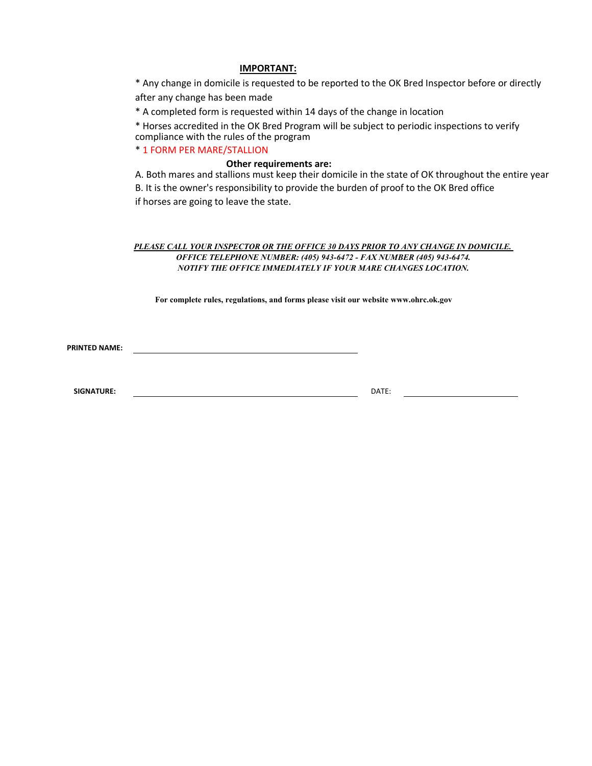**IMPORTANT:**

* Any change in domicile is requested to be reported to the OK Bred Inspector before or directly after any change has been made

* A completed form is requested within 14 days of the change in location

* Horses accredited in the OK Bred Program will be subject to periodic inspections to verify compliance with the rules of the program

* 1 FORM PER MARE/STALLION

**Other requirements are:**

A. Both mares and stallions must keep their domicile in the state of OK throughout the entire year

B. It is the owner's responsibility to provide the burden of proof to the OK Bred office if horses are going to leave the state.

***PLEASE CALL YOUR INSPECTOR OR THE OFFICE 30 DAYS PRIOR TO ANY CHANGE IN DOMICILE.***

***OFFICE TELEPHONE NUMBER: (405) 943-6472 - FAX NUMBER (405) 943-6474.***

***NOTIFY THE OFFICE IMMEDIATELY IF YOUR MARE CHANGES LOCATION.***

**For complete rules, regulations, and forms please visit our website www.ohrc.ok.gov**

**PRINTED NAME:** ______________________________

**SIGNATURE:** ______________________________ DATE: ________________